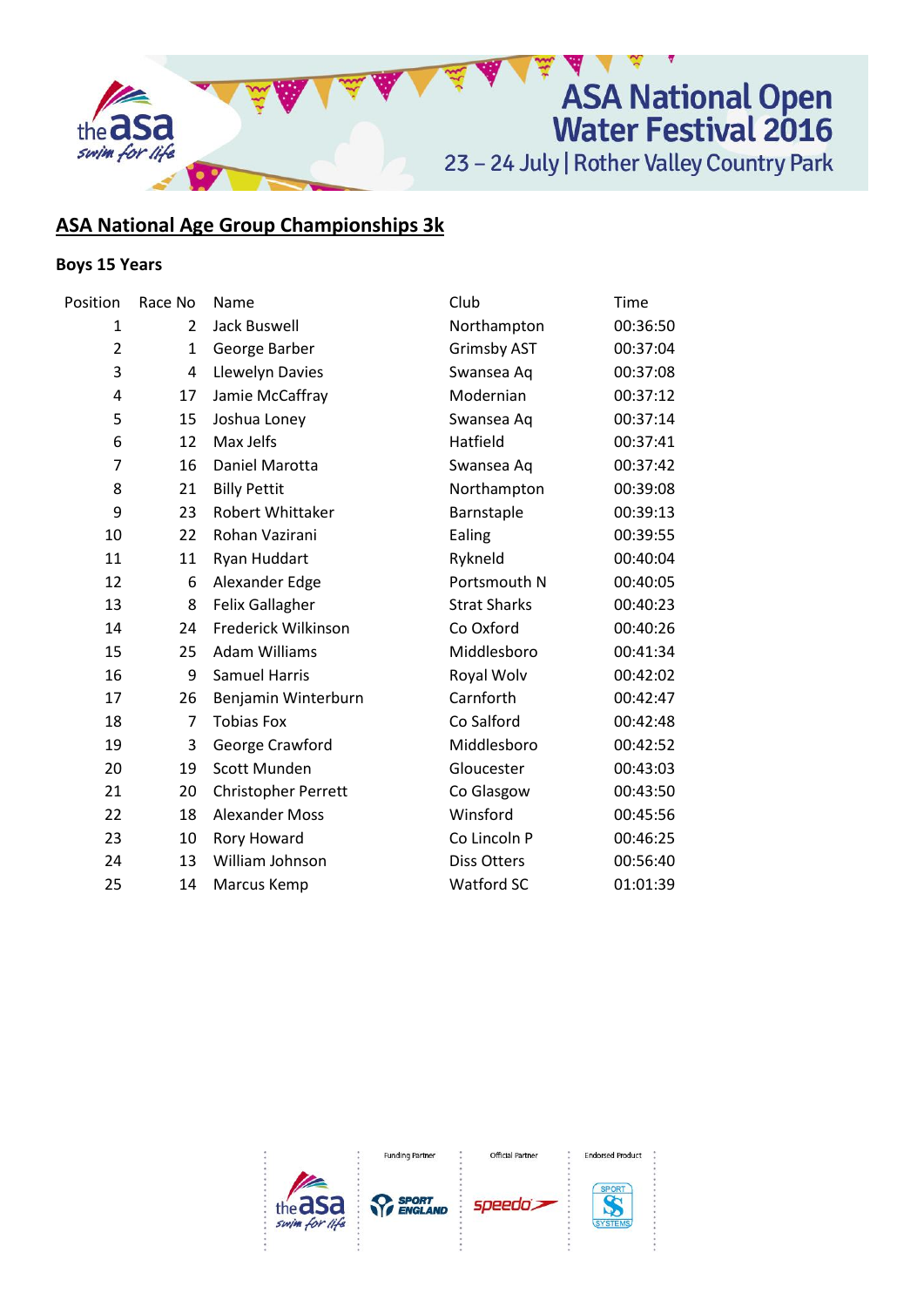# ASA National Open Water Festival 2016

23 – 24 July | Rother Valley Country Park

## ASA National Age Group Championships 3k

### Boys 15 Years

| Position | Race No | Name | Club | Time |
|---|---|---|---|---|
| 1 | 2 | Jack Buswell | Northampton | 00:36:50 |
| 2 | 1 | George Barber | Grimsby AST | 00:37:04 |
| 3 | 4 | Llewelyn Davies | Swansea Aq | 00:37:08 |
| 4 | 17 | Jamie McCaffray | Modernian | 00:37:12 |
| 5 | 15 | Joshua Loney | Swansea Aq | 00:37:14 |
| 6 | 12 | Max Jelfs | Hatfield | 00:37:41 |
| 7 | 16 | Daniel Marotta | Swansea Aq | 00:37:42 |
| 8 | 21 | Billy Pettit | Northampton | 00:39:08 |
| 9 | 23 | Robert Whittaker | Barnstaple | 00:39:13 |
| 10 | 22 | Rohan Vazirani | Ealing | 00:39:55 |
| 11 | 11 | Ryan Huddart | Rykneld | 00:40:04 |
| 12 | 6 | Alexander Edge | Portsmouth N | 00:40:05 |
| 13 | 8 | Felix Gallagher | Strat Sharks | 00:40:23 |
| 14 | 24 | Frederick Wilkinson | Co Oxford | 00:40:26 |
| 15 | 25 | Adam Williams | Middlesboro | 00:41:34 |
| 16 | 9 | Samuel Harris | Royal Wolv | 00:42:02 |
| 17 | 26 | Benjamin Winterburn | Carnforth | 00:42:47 |
| 18 | 7 | Tobias Fox | Co Salford | 00:42:48 |
| 19 | 3 | George Crawford | Middlesboro | 00:42:52 |
| 20 | 19 | Scott Munden | Gloucester | 00:43:03 |
| 21 | 20 | Christopher Perrett | Co Glasgow | 00:43:50 |
| 22 | 18 | Alexander Moss | Winsford | 00:45:56 |
| 23 | 10 | Rory Howard | Co Lincoln P | 00:46:25 |
| 24 | 13 | William Johnson | Diss Otters | 00:56:40 |
| 25 | 14 | Marcus Kemp | Watford SC | 01:01:39 |

Funding Partner | Official Partner | Endorsed Product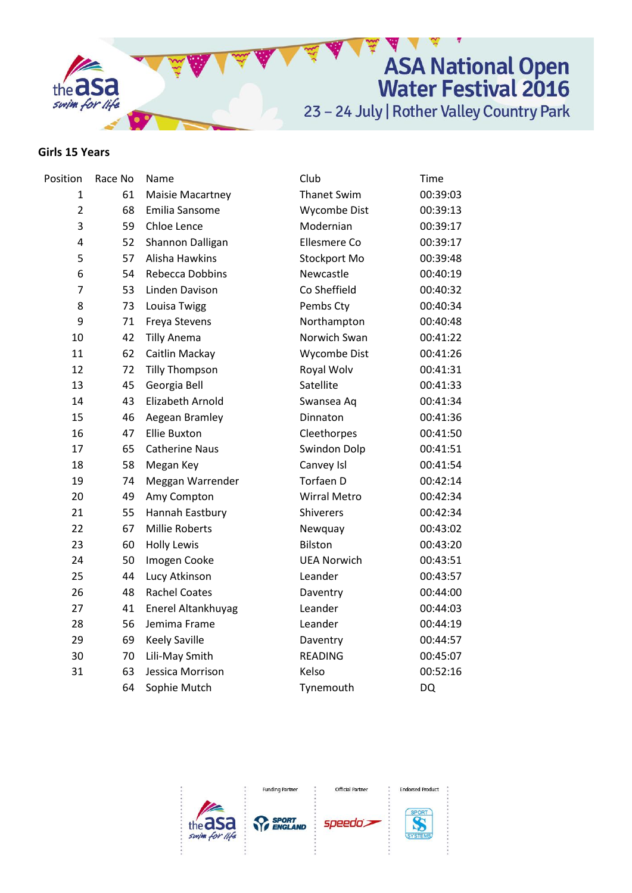# ASA National Open Water Festival 2016

23 – 24 July | Rother Valley Country Park

## Girls 15 Years

| Position | Race No | Name | Club | Time |
|---|---|---|---|---|
| 1 | 61 | Maisie Macartney | Thanet Swim | 00:39:03 |
| 2 | 68 | Emilia Sansome | Wycombe Dist | 00:39:13 |
| 3 | 59 | Chloe Lence | Modernian | 00:39:17 |
| 4 | 52 | Shannon Dalligan | Ellesmere Co | 00:39:17 |
| 5 | 57 | Alisha Hawkins | Stockport Mo | 00:39:48 |
| 6 | 54 | Rebecca Dobbins | Newcastle | 00:40:19 |
| 7 | 53 | Linden Davison | Co Sheffield | 00:40:32 |
| 8 | 73 | Louisa Twigg | Pembs Cty | 00:40:34 |
| 9 | 71 | Freya Stevens | Northampton | 00:40:48 |
| 10 | 42 | Tilly Anema | Norwich Swan | 00:41:22 |
| 11 | 62 | Caitlin Mackay | Wycombe Dist | 00:41:26 |
| 12 | 72 | Tilly Thompson | Royal Wolv | 00:41:31 |
| 13 | 45 | Georgia Bell | Satellite | 00:41:33 |
| 14 | 43 | Elizabeth Arnold | Swansea Aq | 00:41:34 |
| 15 | 46 | Aegean Bramley | Dinnaton | 00:41:36 |
| 16 | 47 | Ellie Buxton | Cleethorpes | 00:41:50 |
| 17 | 65 | Catherine Naus | Swindon Dolp | 00:41:51 |
| 18 | 58 | Megan Key | Canvey Isl | 00:41:54 |
| 19 | 74 | Meggan Warrender | Torfaen D | 00:42:14 |
| 20 | 49 | Amy Compton | Wirral Metro | 00:42:34 |
| 21 | 55 | Hannah Eastbury | Shiverers | 00:42:34 |
| 22 | 67 | Millie Roberts | Newquay | 00:43:02 |
| 23 | 60 | Holly Lewis | Bilston | 00:43:20 |
| 24 | 50 | Imogen Cooke | UEA Norwich | 00:43:51 |
| 25 | 44 | Lucy Atkinson | Leander | 00:43:57 |
| 26 | 48 | Rachel Coates | Daventry | 00:44:00 |
| 27 | 41 | Enerel Altankhuyag | Leander | 00:44:03 |
| 28 | 56 | Jemima Frame | Leander | 00:44:19 |
| 29 | 69 | Keely Saville | Daventry | 00:44:57 |
| 30 | 70 | Lili-May Smith | READING | 00:45:07 |
| 31 | 63 | Jessica Morrison | Kelso | 00:52:16 |
| | 64 | Sophie Mutch | Tynemouth | DQ |

Funding Partner | Official Partner | Endorsed Product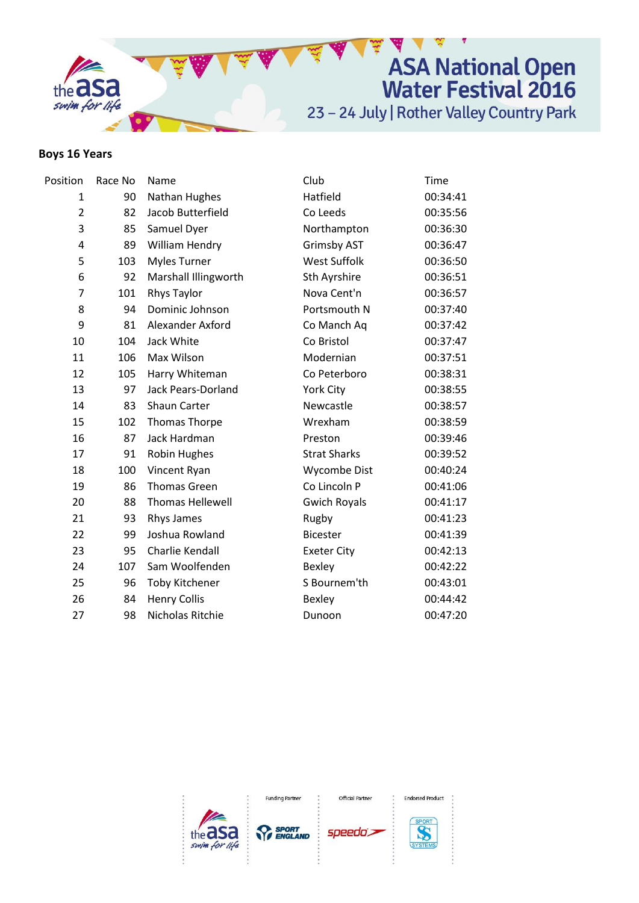# ASA National Open Water Festival 2016

23 – 24 July | Rother Valley Country Park

## Boys 16 Years

| Position | Race No | Name | Club | Time |
|---|---|---|---|---|
| 1 | 90 | Nathan Hughes | Hatfield | 00:34:41 |
| 2 | 82 | Jacob Butterfield | Co Leeds | 00:35:56 |
| 3 | 85 | Samuel Dyer | Northampton | 00:36:30 |
| 4 | 89 | William Hendry | Grimsby AST | 00:36:47 |
| 5 | 103 | Myles Turner | West Suffolk | 00:36:50 |
| 6 | 92 | Marshall Illingworth | Sth Ayrshire | 00:36:51 |
| 7 | 101 | Rhys Taylor | Nova Cent'n | 00:36:57 |
| 8 | 94 | Dominic Johnson | Portsmouth N | 00:37:40 |
| 9 | 81 | Alexander Axford | Co Manch Aq | 00:37:42 |
| 10 | 104 | Jack White | Co Bristol | 00:37:47 |
| 11 | 106 | Max Wilson | Modernian | 00:37:51 |
| 12 | 105 | Harry Whiteman | Co Peterboro | 00:38:31 |
| 13 | 97 | Jack Pears-Dorland | York City | 00:38:55 |
| 14 | 83 | Shaun Carter | Newcastle | 00:38:57 |
| 15 | 102 | Thomas Thorpe | Wrexham | 00:38:59 |
| 16 | 87 | Jack Hardman | Preston | 00:39:46 |
| 17 | 91 | Robin Hughes | Strat Sharks | 00:39:52 |
| 18 | 100 | Vincent Ryan | Wycombe Dist | 00:40:24 |
| 19 | 86 | Thomas Green | Co Lincoln P | 00:41:06 |
| 20 | 88 | Thomas Hellewell | Gwich Royals | 00:41:17 |
| 21 | 93 | Rhys James | Rugby | 00:41:23 |
| 22 | 99 | Joshua Rowland | Bicester | 00:41:39 |
| 23 | 95 | Charlie Kendall | Exeter City | 00:42:13 |
| 24 | 107 | Sam Woolfenden | Bexley | 00:42:22 |
| 25 | 96 | Toby Kitchener | S Bournem'th | 00:43:01 |
| 26 | 84 | Henry Collis | Bexley | 00:44:42 |
| 27 | 98 | Nicholas Ritchie | Dunoon | 00:47:20 |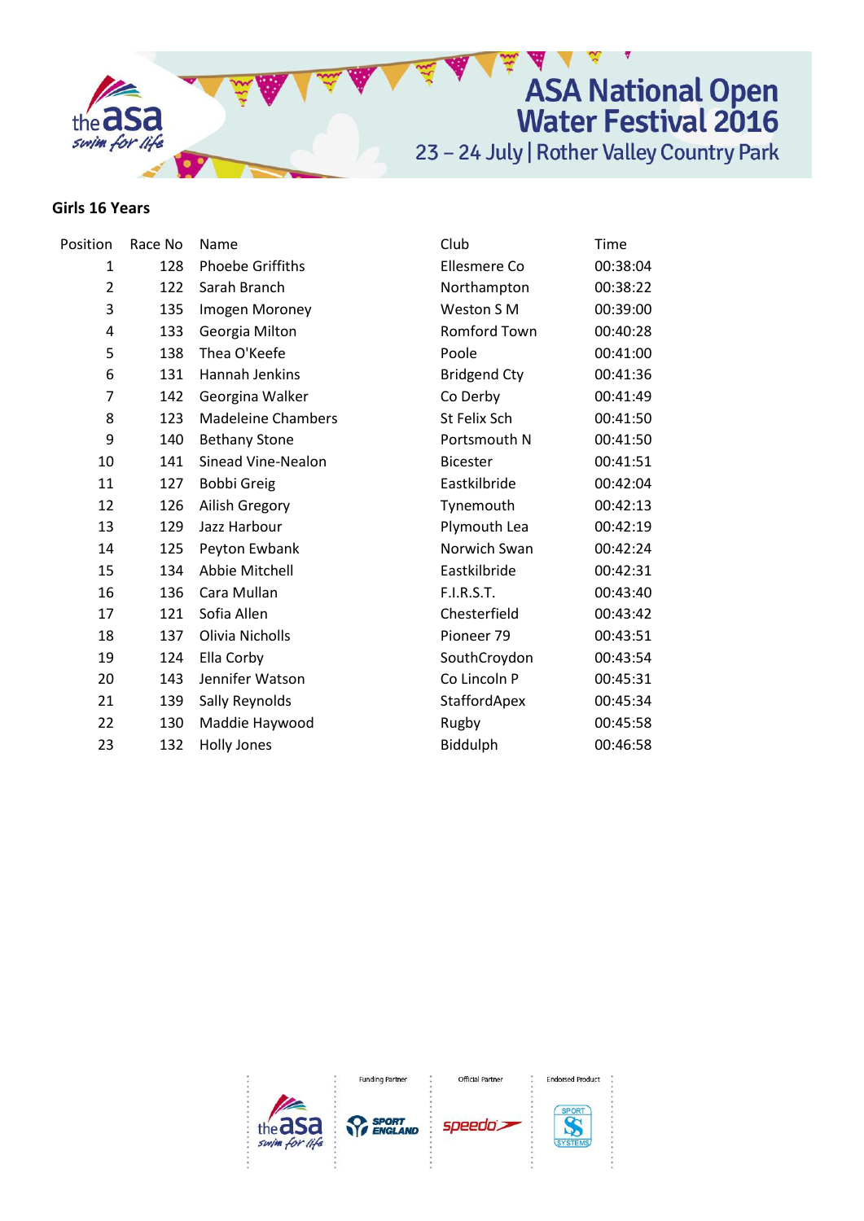# ASA National Open Water Festival 2016

23 – 24 July | Rother Valley Country Park

## Girls 16 Years

| Position | Race No | Name | Club | Time |
|---|---|---|---|---|
| 1 | 128 | Phoebe Griffiths | Ellesmere Co | 00:38:04 |
| 2 | 122 | Sarah Branch | Northampton | 00:38:22 |
| 3 | 135 | Imogen Moroney | Weston S M | 00:39:00 |
| 4 | 133 | Georgia Milton | Romford Town | 00:40:28 |
| 5 | 138 | Thea O'Keefe | Poole | 00:41:00 |
| 6 | 131 | Hannah Jenkins | Bridgend Cty | 00:41:36 |
| 7 | 142 | Georgina Walker | Co Derby | 00:41:49 |
| 8 | 123 | Madeleine Chambers | St Felix Sch | 00:41:50 |
| 9 | 140 | Bethany Stone | Portsmouth N | 00:41:50 |
| 10 | 141 | Sinead Vine-Nealon | Bicester | 00:41:51 |
| 11 | 127 | Bobbi Greig | Eastkilbride | 00:42:04 |
| 12 | 126 | Ailish Gregory | Tynemouth | 00:42:13 |
| 13 | 129 | Jazz Harbour | Plymouth Lea | 00:42:19 |
| 14 | 125 | Peyton Ewbank | Norwich Swan | 00:42:24 |
| 15 | 134 | Abbie Mitchell | Eastkilbride | 00:42:31 |
| 16 | 136 | Cara Mullan | F.I.R.S.T. | 00:43:40 |
| 17 | 121 | Sofia Allen | Chesterfield | 00:43:42 |
| 18 | 137 | Olivia Nicholls | Pioneer 79 | 00:43:51 |
| 19 | 124 | Ella Corby | SouthCroydon | 00:43:54 |
| 20 | 143 | Jennifer Watson | Co Lincoln P | 00:45:31 |
| 21 | 139 | Sally Reynolds | StaffordApex | 00:45:34 |
| 22 | 130 | Maddie Haywood | Rugby | 00:45:58 |
| 23 | 132 | Holly Jones | Biddulph | 00:46:58 |

Funding Partner | Official Partner | Endorsed Product